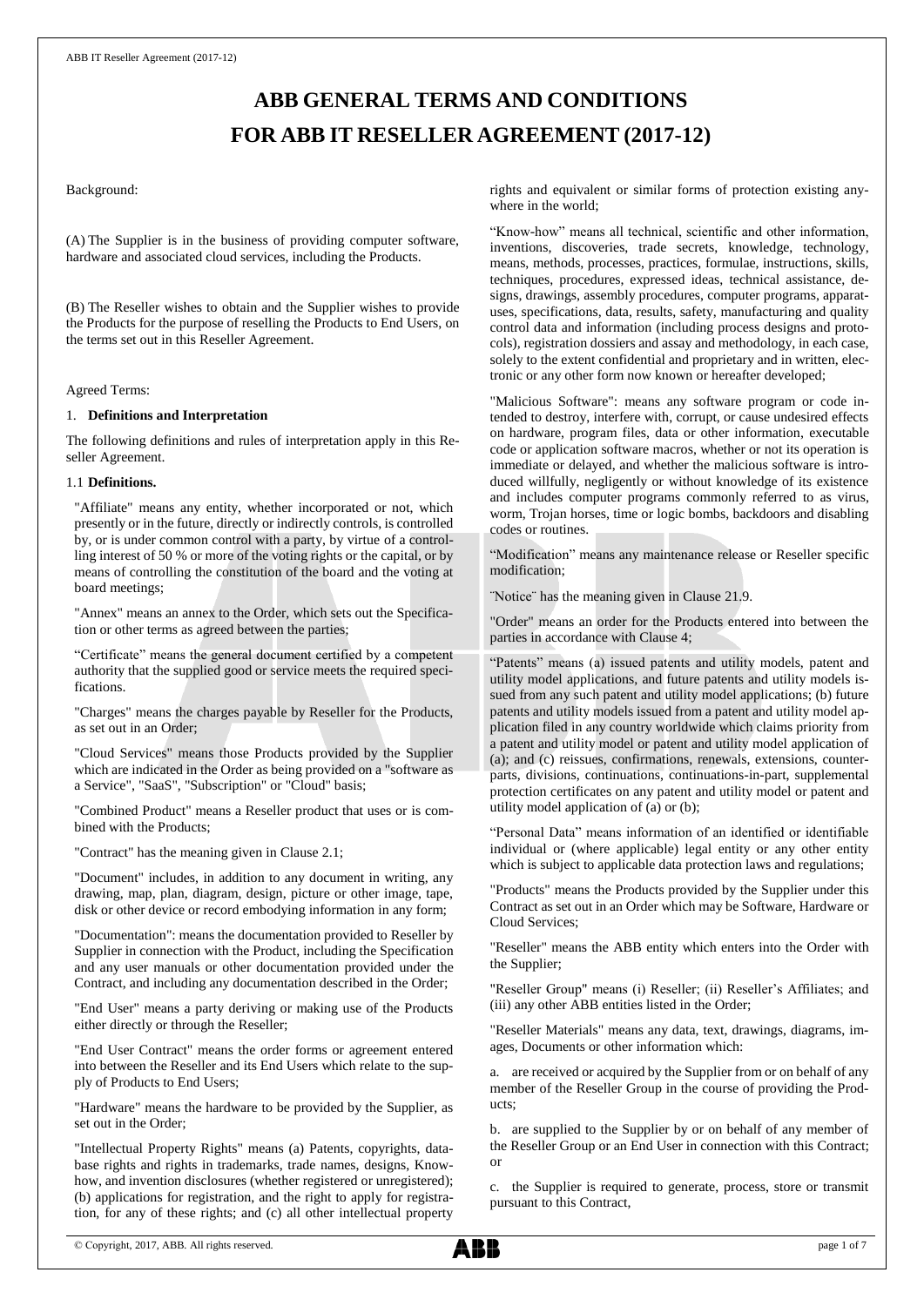# ABB GENERAL TERMS AND CONDITIONS FOR ABB IT RESELLER AGREEMENT (2017-12)

Background:

(A) The Supplier is in the business of providing computer software, hardware and associated cloud services, including the Products.

(B) The Reseller wishes to obtain and the Supplier wishes to provide the Products for the purpose of reselling the Products to End Users, on the terms set out in this Reseller Agreement.

Agreed Terms:

## 1. Definitions and Interpretation

The following definitions and rules of interpretation apply in this Reseller Agreement.

### 1.1 Definitions.

"Affiliate" means any entity, whether incorporated or not, which presently or in the future, directly or indirectly controls, is controlled by, or is under common control with a party, by virtue of a controlling interest of 50 % or more of the voting rights or the capital, or by means of controlling the constitution of the board and the voting at board meetings;

"Annex" means an annex to the Order, which sets out the Specification or other terms as agreed between the parties;

"Certificate" means the general document certified by a competent authority that the supplied good or service meets the required specifications.

"Charges" means the charges payable by Reseller for the Products, as set out in an Order;

"Cloud Services" means those Products provided by the Supplier which are indicated in the Order as being provided on a "software as a Service", "SaaS", "Subscription" or "Cloud" basis;

"Combined Product" means a Reseller product that uses or is combined with the Products;

"Contract" has the meaning given in Clause 2.1;

"Document" includes, in addition to any document in writing, any drawing, map, plan, diagram, design, picture or other image, tape, disk or other device or record embodying information in any form;

"Documentation": means the documentation provided to Reseller by Supplier in connection with the Product, including the Specification and any user manuals or other documentation provided under the Contract, and including any documentation described in the Order;

"End User" means a party deriving or making use of the Products either directly or through the Reseller;

"End User Contract" means the order forms or agreement entered into between the Reseller and its End Users which relate to the supply of Products to End Users;

"Hardware" means the hardware to be provided by the Supplier, as set out in the Order;

"Intellectual Property Rights" means (a) Patents, copyrights, database rights and rights in trademarks, trade names, designs, Know-how, and invention disclosures (whether registered or unregistered); (b) applications for registration, and the right to apply for registration, for any of these rights; and (c) all other intellectual property rights and equivalent or similar forms of protection existing anywhere in the world;

"Know-how" means all technical, scientific and other information, inventions, discoveries, trade secrets, knowledge, technology, means, methods, processes, practices, formulae, instructions, skills, techniques, procedures, expressed ideas, technical assistance, designs, drawings, assembly procedures, computer programs, apparatuses, specifications, data, results, safety, manufacturing and quality control data and information (including process designs and protocols), registration dossiers and assay and methodology, in each case, solely to the extent confidential and proprietary and in written, electronic or any other form now known or hereafter developed;

"Malicious Software": means any software program or code intended to destroy, interfere with, corrupt, or cause undesired effects on hardware, program files, data or other information, executable code or application software macros, whether or not its operation is immediate or delayed, and whether the malicious software is introduced willfully, negligently or without knowledge of its existence and includes computer programs commonly referred to as virus, worm, Trojan horses, time or logic bombs, backdoors and disabling codes or routines.

"Modification" means any maintenance release or Reseller specific modification;

"Notice" has the meaning given in Clause 21.9.

"Order" means an order for the Products entered into between the parties in accordance with Clause 4;

"Patents" means (a) issued patents and utility models, patent and utility model applications, and future patents and utility models issued from any such patent and utility model applications; (b) future patents and utility models issued from a patent and utility model application filed in any country worldwide which claims priority from a patent and utility model or patent and utility model application of (a); and (c) reissues, confirmations, renewals, extensions, counterparts, divisions, continuations, continuations-in-part, supplemental protection certificates on any patent and utility model or patent and utility model application of (a) or (b);

"Personal Data" means information of an identified or identifiable individual or (where applicable) legal entity or any other entity which is subject to applicable data protection laws and regulations;

"Products" means the Products provided by the Supplier under this Contract as set out in an Order which may be Software, Hardware or Cloud Services;

"Reseller" means the ABB entity which enters into the Order with the Supplier;

"Reseller Group" means (i) Reseller; (ii) Reseller's Affiliates; and (iii) any other ABB entities listed in the Order;

"Reseller Materials" means any data, text, drawings, diagrams, images, Documents or other information which:

a. are received or acquired by the Supplier from or on behalf of any member of the Reseller Group in the course of providing the Products;

b. are supplied to the Supplier by or on behalf of any member of the Reseller Group or an End User in connection with this Contract; or

c. the Supplier is required to generate, process, store or transmit pursuant to this Contract,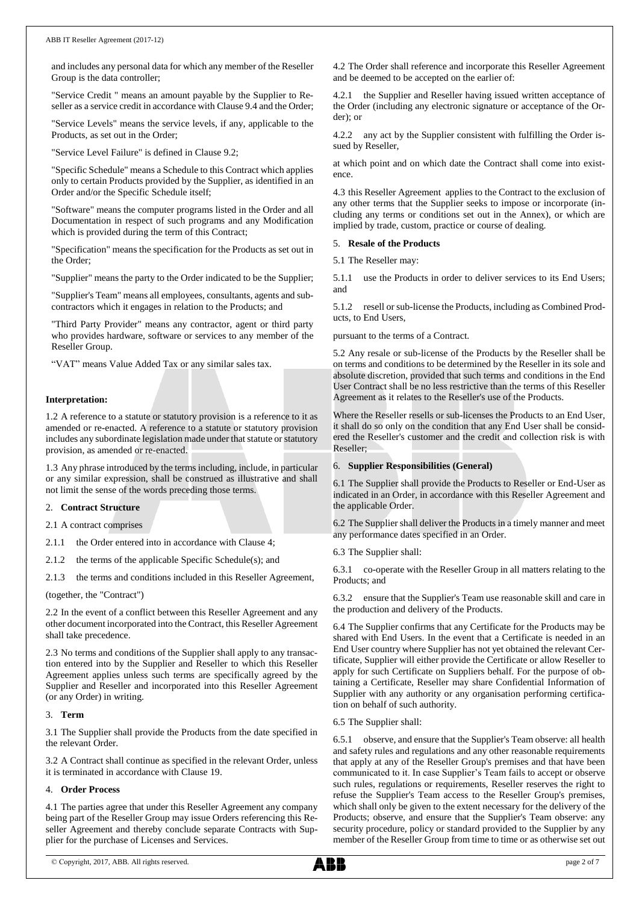and includes any personal data for which any member of the Reseller Group is the data controller;

"Service Credit " means an amount payable by the Supplier to Reseller as a service credit in accordance with Clause 9.4 and the Order;

"Service Levels" means the service levels, if any, applicable to the Products, as set out in the Order;

"Service Level Failure" is defined in Clause 9.2;

"Specific Schedule" means a Schedule to this Contract which applies only to certain Products provided by the Supplier, as identified in an Order and/or the Specific Schedule itself;

"Software" means the computer programs listed in the Order and all Documentation in respect of such programs and any Modification which is provided during the term of this Contract;

"Specification" means the specification for the Products as set out in the Order;

"Supplier" means the party to the Order indicated to be the Supplier;

"Supplier's Team" means all employees, consultants, agents and subcontractors which it engages in relation to the Products; and

"Third Party Provider" means any contractor, agent or third party who provides hardware, software or services to any member of the Reseller Group.

"VAT" means Value Added Tax or any similar sales tax.

**Interpretation:**

1.2 A reference to a statute or statutory provision is a reference to it as amended or re-enacted. A reference to a statute or statutory provision includes any subordinate legislation made under that statute or statutory provision, as amended or re-enacted.

1.3 Any phrase introduced by the terms including, include, in particular or any similar expression, shall be construed as illustrative and shall not limit the sense of the words preceding those terms.

## 2. Contract Structure

2.1 A contract comprises

2.1.1 the Order entered into in accordance with Clause 4;

2.1.2 the terms of the applicable Specific Schedule(s); and

2.1.3 the terms and conditions included in this Reseller Agreement,

(together, the "Contract")

2.2 In the event of a conflict between this Reseller Agreement and any other document incorporated into the Contract, this Reseller Agreement shall take precedence.

2.3 No terms and conditions of the Supplier shall apply to any transaction entered into by the Supplier and Reseller to which this Reseller Agreement applies unless such terms are specifically agreed by the Supplier and Reseller and incorporated into this Reseller Agreement (or any Order) in writing.

## 3. Term

3.1 The Supplier shall provide the Products from the date specified in the relevant Order.

3.2 A Contract shall continue as specified in the relevant Order, unless it is terminated in accordance with Clause 19.

## 4. Order Process

4.1 The parties agree that under this Reseller Agreement any company being part of the Reseller Group may issue Orders referencing this Reseller Agreement and thereby conclude separate Contracts with Supplier for the purchase of Licenses and Services.

4.2 The Order shall reference and incorporate this Reseller Agreement and be deemed to be accepted on the earlier of:

4.2.1 the Supplier and Reseller having issued written acceptance of the Order (including any electronic signature or acceptance of the Order); or

4.2.2 any act by the Supplier consistent with fulfilling the Order issued by Reseller,

at which point and on which date the Contract shall come into existence.

4.3 this Reseller Agreement applies to the Contract to the exclusion of any other terms that the Supplier seeks to impose or incorporate (including any terms or conditions set out in the Annex), or which are implied by trade, custom, practice or course of dealing.

## 5. Resale of the Products

5.1 The Reseller may:

5.1.1 use the Products in order to deliver services to its End Users; and

5.1.2 resell or sub-license the Products, including as Combined Products, to End Users,

pursuant to the terms of a Contract.

5.2 Any resale or sub-license of the Products by the Reseller shall be on terms and conditions to be determined by the Reseller in its sole and absolute discretion, provided that such terms and conditions in the End User Contract shall be no less restrictive than the terms of this Reseller Agreement as it relates to the Reseller's use of the Products.

Where the Reseller resells or sub-licenses the Products to an End User, it shall do so only on the condition that any End User shall be considered the Reseller's customer and the credit and collection risk is with Reseller;

## 6. Supplier Responsibilities (General)

6.1 The Supplier shall provide the Products to Reseller or End-User as indicated in an Order, in accordance with this Reseller Agreement and the applicable Order.

6.2 The Supplier shall deliver the Products in a timely manner and meet any performance dates specified in an Order.

6.3 The Supplier shall:

6.3.1 co-operate with the Reseller Group in all matters relating to the Products; and

6.3.2 ensure that the Supplier's Team use reasonable skill and care in the production and delivery of the Products.

6.4 The Supplier confirms that any Certificate for the Products may be shared with End Users. In the event that a Certificate is needed in an End User country where Supplier has not yet obtained the relevant Certificate, Supplier will either provide the Certificate or allow Reseller to apply for such Certificate on Suppliers behalf. For the purpose of obtaining a Certificate, Reseller may share Confidential Information of Supplier with any authority or any organisation performing certification on behalf of such authority.

6.5 The Supplier shall:

6.5.1 observe, and ensure that the Supplier's Team observe: all health and safety rules and regulations and any other reasonable requirements that apply at any of the Reseller Group's premises and that have been communicated to it. In case Supplier's Team fails to accept or observe such rules, regulations or requirements, Reseller reserves the right to refuse the Supplier's Team access to the Reseller Group's premises, which shall only be given to the extent necessary for the delivery of the Products; observe, and ensure that the Supplier's Team observe: any security procedure, policy or standard provided to the Supplier by any member of the Reseller Group from time to time or as otherwise set out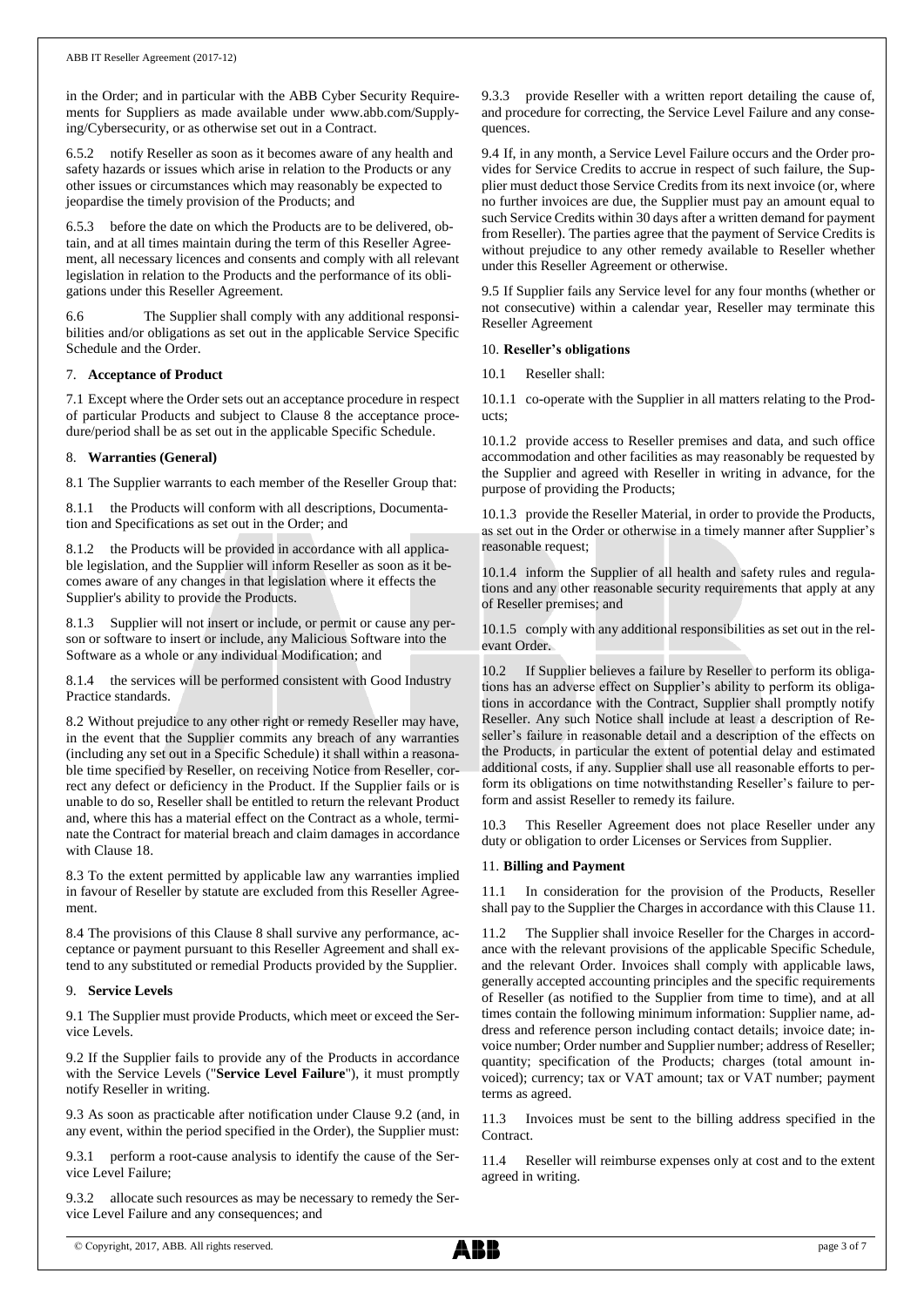in the Order; and in particular with the ABB Cyber Security Requirements for Suppliers as made available under www.abb.com/Supplying/Cybersecurity, or as otherwise set out in a Contract.

6.5.2 notify Reseller as soon as it becomes aware of any health and safety hazards or issues which arise in relation to the Products or any other issues or circumstances which may reasonably be expected to jeopardise the timely provision of the Products; and

6.5.3 before the date on which the Products are to be delivered, obtain, and at all times maintain during the term of this Reseller Agreement, all necessary licences and consents and comply with all relevant legislation in relation to the Products and the performance of its obligations under this Reseller Agreement.

6.6 The Supplier shall comply with any additional responsibilities and/or obligations as set out in the applicable Service Specific Schedule and the Order.

## 7. Acceptance of Product

7.1 Except where the Order sets out an acceptance procedure in respect of particular Products and subject to Clause 8 the acceptance procedure/period shall be as set out in the applicable Specific Schedule.

## 8. Warranties (General)

8.1 The Supplier warrants to each member of the Reseller Group that:

8.1.1 the Products will conform with all descriptions, Documentation and Specifications as set out in the Order; and

8.1.2 the Products will be provided in accordance with all applicable legislation, and the Supplier will inform Reseller as soon as it becomes aware of any changes in that legislation where it effects the Supplier's ability to provide the Products.

8.1.3 Supplier will not insert or include, or permit or cause any person or software to insert or include, any Malicious Software into the Software as a whole or any individual Modification; and

8.1.4 the services will be performed consistent with Good Industry Practice standards.

8.2 Without prejudice to any other right or remedy Reseller may have, in the event that the Supplier commits any breach of any warranties (including any set out in a Specific Schedule) it shall within a reasonable time specified by Reseller, on receiving Notice from Reseller, correct any defect or deficiency in the Product. If the Supplier fails or is unable to do so, Reseller shall be entitled to return the relevant Product and, where this has a material effect on the Contract as a whole, terminate the Contract for material breach and claim damages in accordance with Clause 18.

8.3 To the extent permitted by applicable law any warranties implied in favour of Reseller by statute are excluded from this Reseller Agreement.

8.4 The provisions of this Clause 8 shall survive any performance, acceptance or payment pursuant to this Reseller Agreement and shall extend to any substituted or remedial Products provided by the Supplier.

## 9. Service Levels

9.1 The Supplier must provide Products, which meet or exceed the Service Levels.

9.2 If the Supplier fails to provide any of the Products in accordance with the Service Levels ("**Service Level Failure**"), it must promptly notify Reseller in writing.

9.3 As soon as practicable after notification under Clause 9.2 (and, in any event, within the period specified in the Order), the Supplier must:

9.3.1 perform a root-cause analysis to identify the cause of the Service Level Failure;

9.3.2 allocate such resources as may be necessary to remedy the Service Level Failure and any consequences; and

9.3.3 provide Reseller with a written report detailing the cause of, and procedure for correcting, the Service Level Failure and any consequences.

9.4 If, in any month, a Service Level Failure occurs and the Order provides for Service Credits to accrue in respect of such failure, the Supplier must deduct those Service Credits from its next invoice (or, where no further invoices are due, the Supplier must pay an amount equal to such Service Credits within 30 days after a written demand for payment from Reseller). The parties agree that the payment of Service Credits is without prejudice to any other remedy available to Reseller whether under this Reseller Agreement or otherwise.

9.5 If Supplier fails any Service level for any four months (whether or not consecutive) within a calendar year, Reseller may terminate this Reseller Agreement

## 10. Reseller's obligations

10.1 Reseller shall:

10.1.1 co-operate with the Supplier in all matters relating to the Products;

10.1.2 provide access to Reseller premises and data, and such office accommodation and other facilities as may reasonably be requested by the Supplier and agreed with Reseller in writing in advance, for the purpose of providing the Products;

10.1.3 provide the Reseller Material, in order to provide the Products, as set out in the Order or otherwise in a timely manner after Supplier's reasonable request;

10.1.4 inform the Supplier of all health and safety rules and regulations and any other reasonable security requirements that apply at any of Reseller premises; and

10.1.5 comply with any additional responsibilities as set out in the relevant Order.

10.2 If Supplier believes a failure by Reseller to perform its obligations has an adverse effect on Supplier's ability to perform its obligations in accordance with the Contract, Supplier shall promptly notify Reseller. Any such Notice shall include at least a description of Reseller's failure in reasonable detail and a description of the effects on the Products, in particular the extent of potential delay and estimated additional costs, if any. Supplier shall use all reasonable efforts to perform its obligations on time notwithstanding Reseller's failure to perform and assist Reseller to remedy its failure.

10.3 This Reseller Agreement does not place Reseller under any duty or obligation to order Licenses or Services from Supplier.

## 11. Billing and Payment

11.1 In consideration for the provision of the Products, Reseller shall pay to the Supplier the Charges in accordance with this Clause 11.

11.2 The Supplier shall invoice Reseller for the Charges in accordance with the relevant provisions of the applicable Specific Schedule, and the relevant Order. Invoices shall comply with applicable laws, generally accepted accounting principles and the specific requirements of Reseller (as notified to the Supplier from time to time), and at all times contain the following minimum information: Supplier name, address and reference person including contact details; invoice date; invoice number; Order number and Supplier number; address of Reseller; quantity; specification of the Products; charges (total amount invoiced); currency; tax or VAT amount; tax or VAT number; payment terms as agreed.

11.3 Invoices must be sent to the billing address specified in the Contract.

11.4 Reseller will reimburse expenses only at cost and to the extent agreed in writing.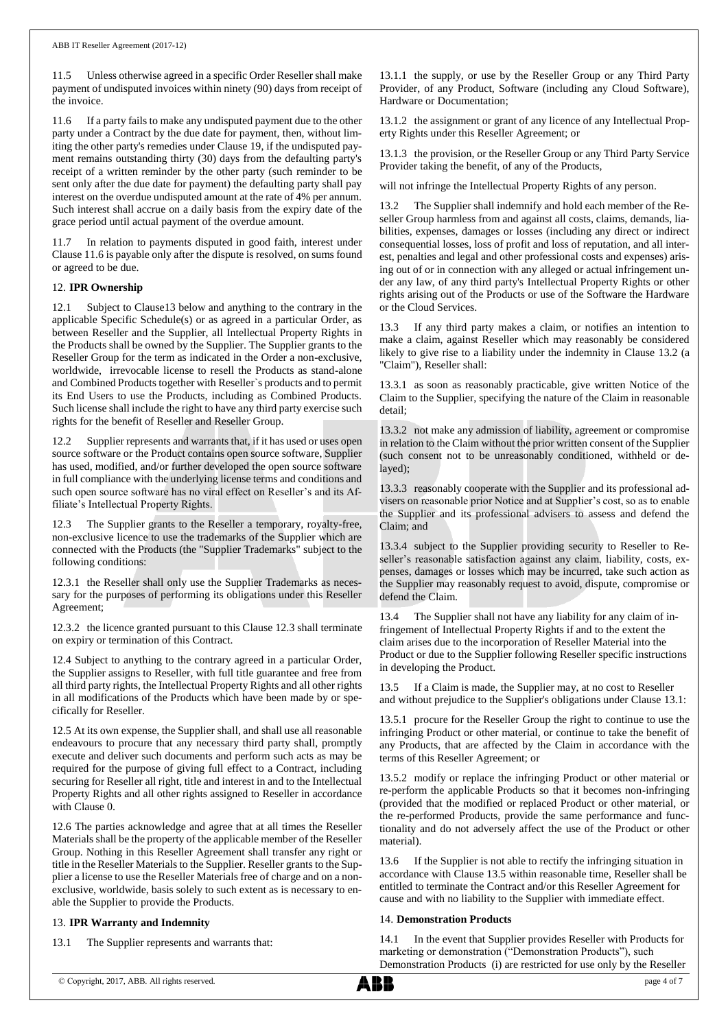11.5 Unless otherwise agreed in a specific Order Reseller shall make payment of undisputed invoices within ninety (90) days from receipt of the invoice.

11.6 If a party fails to make any undisputed payment due to the other party under a Contract by the due date for payment, then, without limiting the other party's remedies under Clause 19, if the undisputed payment remains outstanding thirty (30) days from the defaulting party's receipt of a written reminder by the other party (such reminder to be sent only after the due date for payment) the defaulting party shall pay interest on the overdue undisputed amount at the rate of 4% per annum. Such interest shall accrue on a daily basis from the expiry date of the grace period until actual payment of the overdue amount.

11.7 In relation to payments disputed in good faith, interest under Clause 11.6 is payable only after the dispute is resolved, on sums found or agreed to be due.

## 12. **IPR Ownership**

12.1 Subject to Clause13 below and anything to the contrary in the applicable Specific Schedule(s) or as agreed in a particular Order, as between Reseller and the Supplier, all Intellectual Property Rights in the Products shall be owned by the Supplier. The Supplier grants to the Reseller Group for the term as indicated in the Order a non-exclusive, worldwide, irrevocable license to resell the Products as stand-alone and Combined Products together with Reseller`s products and to permit its End Users to use the Products, including as Combined Products. Such license shall include the right to have any third party exercise such rights for the benefit of Reseller and Reseller Group.

12.2 Supplier represents and warrants that, if it has used or uses open source software or the Product contains open source software, Supplier has used, modified, and/or further developed the open source software in full compliance with the underlying license terms and conditions and such open source software has no viral effect on Reseller's and its Affiliate's Intellectual Property Rights.

12.3 The Supplier grants to the Reseller a temporary, royalty-free, non-exclusive licence to use the trademarks of the Supplier which are connected with the Products (the "Supplier Trademarks" subject to the following conditions:

12.3.1 the Reseller shall only use the Supplier Trademarks as necessary for the purposes of performing its obligations under this Reseller Agreement;

12.3.2 the licence granted pursuant to this Clause 12.3 shall terminate on expiry or termination of this Contract.

12.4 Subject to anything to the contrary agreed in a particular Order, the Supplier assigns to Reseller, with full title guarantee and free from all third party rights, the Intellectual Property Rights and all other rights in all modifications of the Products which have been made by or specifically for Reseller.

12.5 At its own expense, the Supplier shall, and shall use all reasonable endeavours to procure that any necessary third party shall, promptly execute and deliver such documents and perform such acts as may be required for the purpose of giving full effect to a Contract, including securing for Reseller all right, title and interest in and to the Intellectual Property Rights and all other rights assigned to Reseller in accordance with Clause 0.

12.6 The parties acknowledge and agree that at all times the Reseller Materials shall be the property of the applicable member of the Reseller Group. Nothing in this Reseller Agreement shall transfer any right or title in the Reseller Materials to the Supplier. Reseller grants to the Supplier a license to use the Reseller Materials free of charge and on a non-exclusive, worldwide, basis solely to such extent as is necessary to enable the Supplier to provide the Products.

## 13. **IPR Warranty and Indemnity**

13.1 The Supplier represents and warrants that:

13.1.1 the supply, or use by the Reseller Group or any Third Party Provider, of any Product, Software (including any Cloud Software), Hardware or Documentation;

13.1.2 the assignment or grant of any licence of any Intellectual Property Rights under this Reseller Agreement; or

13.1.3 the provision, or the Reseller Group or any Third Party Service Provider taking the benefit, of any of the Products,

will not infringe the Intellectual Property Rights of any person.

13.2 The Supplier shall indemnify and hold each member of the Reseller Group harmless from and against all costs, claims, demands, liabilities, expenses, damages or losses (including any direct or indirect consequential losses, loss of profit and loss of reputation, and all interest, penalties and legal and other professional costs and expenses) arising out of or in connection with any alleged or actual infringement under any law, of any third party's Intellectual Property Rights or other rights arising out of the Products or use of the Software the Hardware or the Cloud Services.

13.3 If any third party makes a claim, or notifies an intention to make a claim, against Reseller which may reasonably be considered likely to give rise to a liability under the indemnity in Clause 13.2 (a "Claim"), Reseller shall:

13.3.1 as soon as reasonably practicable, give written Notice of the Claim to the Supplier, specifying the nature of the Claim in reasonable detail;

13.3.2 not make any admission of liability, agreement or compromise in relation to the Claim without the prior written consent of the Supplier (such consent not to be unreasonably conditioned, withheld or delayed);

13.3.3 reasonably cooperate with the Supplier and its professional advisers on reasonable prior Notice and at Supplier's cost, so as to enable the Supplier and its professional advisers to assess and defend the Claim; and

13.3.4 subject to the Supplier providing security to Reseller to Reseller's reasonable satisfaction against any claim, liability, costs, expenses, damages or losses which may be incurred, take such action as the Supplier may reasonably request to avoid, dispute, compromise or defend the Claim.

13.4 The Supplier shall not have any liability for any claim of infringement of Intellectual Property Rights if and to the extent the claim arises due to the incorporation of Reseller Material into the Product or due to the Supplier following Reseller specific instructions in developing the Product.

13.5 If a Claim is made, the Supplier may, at no cost to Reseller and without prejudice to the Supplier's obligations under Clause 13.1:

13.5.1 procure for the Reseller Group the right to continue to use the infringing Product or other material, or continue to take the benefit of any Products, that are affected by the Claim in accordance with the terms of this Reseller Agreement; or

13.5.2 modify or replace the infringing Product or other material or re-perform the applicable Products so that it becomes non-infringing (provided that the modified or replaced Product or other material, or the re-performed Products, provide the same performance and functionality and do not adversely affect the use of the Product or other material).

13.6 If the Supplier is not able to rectify the infringing situation in accordance with Clause 13.5 within reasonable time, Reseller shall be entitled to terminate the Contract and/or this Reseller Agreement for cause and with no liability to the Supplier with immediate effect.

## 14. **Demonstration Products**

14.1 In the event that Supplier provides Reseller with Products for marketing or demonstration ("Demonstration Products"), such Demonstration Products (i) are restricted for use only by the Reseller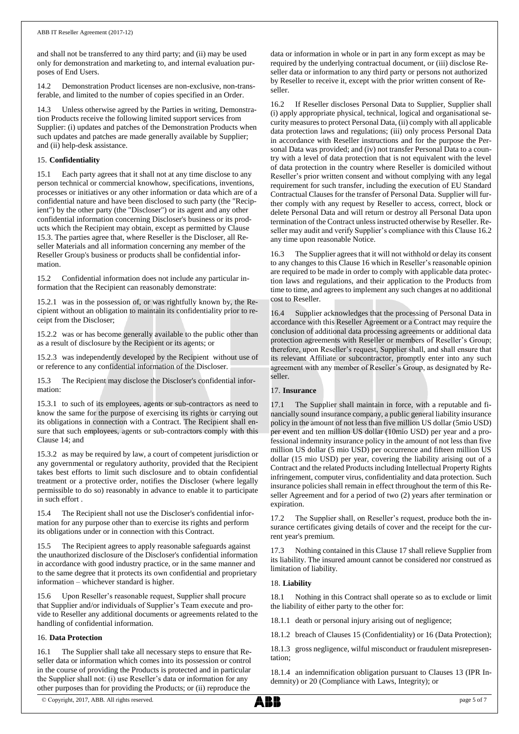and shall not be transferred to any third party; and (ii) may be used only for demonstration and marketing to, and internal evaluation purposes of End Users.

14.2 Demonstration Product licenses are non-exclusive, non-transferable, and limited to the number of copies specified in an Order.

14.3 Unless otherwise agreed by the Parties in writing, Demonstration Products receive the following limited support services from Supplier: (i) updates and patches of the Demonstration Products when such updates and patches are made generally available by Supplier; and (ii) help-desk assistance.

## 15. **Confidentiality**

15.1 Each party agrees that it shall not at any time disclose to any person technical or commercial knowhow, specifications, inventions, processes or initiatives or any other information or data which are of a confidential nature and have been disclosed to such party (the "Recipient") by the other party (the "Discloser") or its agent and any other confidential information concerning Discloser's business or its products which the Recipient may obtain, except as permitted by Clause 15.3. The parties agree that, where Reseller is the Discloser, all Reseller Materials and all information concerning any member of the Reseller Group's business or products shall be confidential information.

15.2 Confidential information does not include any particular information that the Recipient can reasonably demonstrate:

15.2.1 was in the possession of, or was rightfully known by, the Recipient without an obligation to maintain its confidentiality prior to receipt from the Discloser;

15.2.2 was or has become generally available to the public other than as a result of disclosure by the Recipient or its agents; or

15.2.3 was independently developed by the Recipient without use of or reference to any confidential information of the Discloser.

15.3 The Recipient may disclose the Discloser's confidential information:

15.3.1 to such of its employees, agents or sub-contractors as need to know the same for the purpose of exercising its rights or carrying out its obligations in connection with a Contract. The Recipient shall ensure that such employees, agents or sub-contractors comply with this Clause 14; and

15.3.2 as may be required by law, a court of competent jurisdiction or any governmental or regulatory authority, provided that the Recipient takes best efforts to limit such disclosure and to obtain confidential treatment or a protective order, notifies the Discloser (where legally permissible to do so) reasonably in advance to enable it to participate in such effort .

15.4 The Recipient shall not use the Discloser's confidential information for any purpose other than to exercise its rights and perform its obligations under or in connection with this Contract.

15.5 The Recipient agrees to apply reasonable safeguards against the unauthorized disclosure of the Discloser's confidential information in accordance with good industry practice, or in the same manner and to the same degree that it protects its own confidential and proprietary information – whichever standard is higher.

15.6 Upon Reseller's reasonable request, Supplier shall procure that Supplier and/or individuals of Supplier's Team execute and provide to Reseller any additional documents or agreements related to the handling of confidential information.

## 16. **Data Protection**

16.1 The Supplier shall take all necessary steps to ensure that Reseller data or information which comes into its possession or control in the course of providing the Products is protected and in particular the Supplier shall not: (i) use Reseller's data or information for any other purposes than for providing the Products; or (ii) reproduce the data or information in whole or in part in any form except as may be required by the underlying contractual document, or (iii) disclose Reseller data or information to any third party or persons not authorized by Reseller to receive it, except with the prior written consent of Reseller.

16.2 If Reseller discloses Personal Data to Supplier, Supplier shall (i) apply appropriate physical, technical, logical and organisational security measures to protect Personal Data, (ii) comply with all applicable data protection laws and regulations; (iii) only process Personal Data in accordance with Reseller instructions and for the purpose the Personal Data was provided; and (iv) not transfer Personal Data to a country with a level of data protection that is not equivalent with the level of data protection in the country where Reseller is domiciled without Reseller's prior written consent and without complying with any legal requirement for such transfer, including the execution of EU Standard Contractual Clauses for the transfer of Personal Data. Supplier will further comply with any request by Reseller to access, correct, block or delete Personal Data and will return or destroy all Personal Data upon termination of the Contract unless instructed otherwise by Reseller. Reseller may audit and verify Supplier's compliance with this Clause 16.2 any time upon reasonable Notice.

16.3 The Supplier agrees that it will not withhold or delay its consent to any changes to this Clause 16 which in Reseller's reasonable opinion are required to be made in order to comply with applicable data protection laws and regulations, and their application to the Products from time to time, and agrees to implement any such changes at no additional cost to Reseller.

16.4 Supplier acknowledges that the processing of Personal Data in accordance with this Reseller Agreement or a Contract may require the conclusion of additional data processing agreements or additional data protection agreements with Reseller or members of Reseller's Group; therefore, upon Reseller's request, Supplier shall, and shall ensure that its relevant Affiliate or subcontractor, promptly enter into any such agreement with any member of Reseller's Group, as designated by Reseller.

## 17. **Insurance**

17.1 The Supplier shall maintain in force, with a reputable and financially sound insurance company, a public general liability insurance policy in the amount of not less than five million US dollar (5mio USD) per event and ten million US dollar (10mio USD) per year and a professional indemnity insurance policy in the amount of not less than five million US dollar (5 mio USD) per occurrence and fifteen million US dollar (15 mio USD) per year, covering the liability arising out of a Contract and the related Products including Intellectual Property Rights infringement, computer virus, confidentiality and data protection. Such insurance policies shall remain in effect throughout the term of this Reseller Agreement and for a period of two (2) years after termination or expiration.

17.2 The Supplier shall, on Reseller's request, produce both the insurance certificates giving details of cover and the receipt for the current year's premium.

17.3 Nothing contained in this Clause 17 shall relieve Supplier from its liability. The insured amount cannot be considered nor construed as limitation of liability.

## 18. **Liability**

18.1 Nothing in this Contract shall operate so as to exclude or limit the liability of either party to the other for:

18.1.1 death or personal injury arising out of negligence;

18.1.2 breach of Clauses 15 (Confidentiality) or 16 (Data Protection);

18.1.3 gross negligence, wilful misconduct or fraudulent misrepresentation;

18.1.4 an indemnification obligation pursuant to Clauses 13 (IPR Indemnity) or 20 (Compliance with Laws, Integrity); or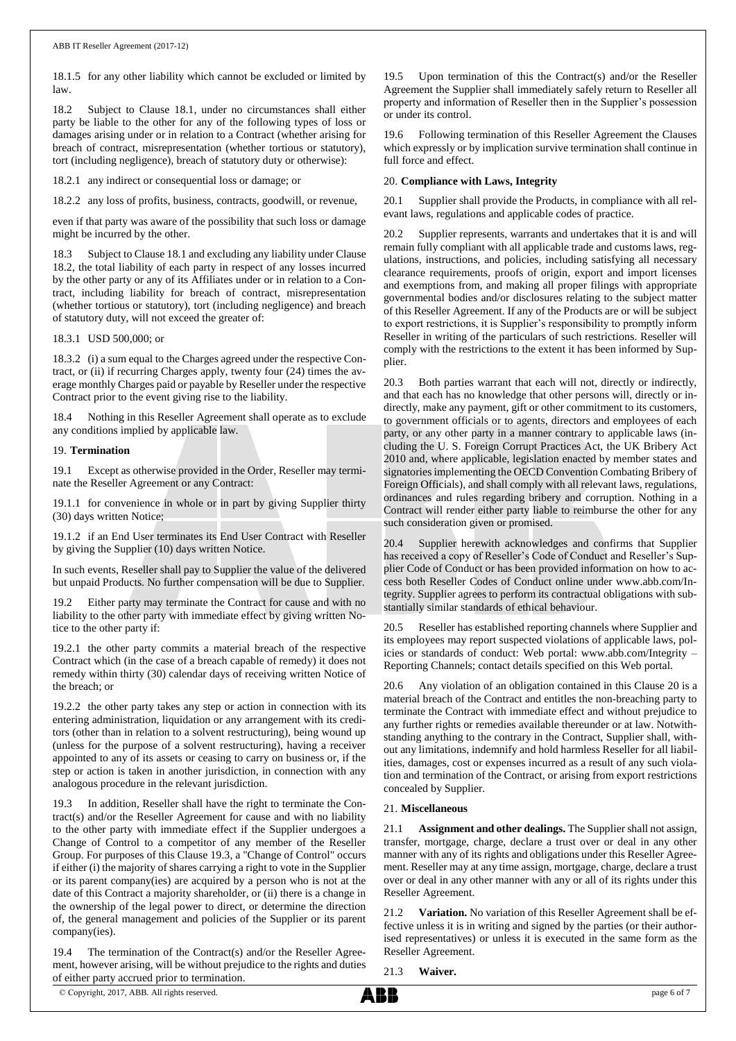18.1.5 for any other liability which cannot be excluded or limited by law.

18.2 Subject to Clause 18.1, under no circumstances shall either party be liable to the other for any of the following types of loss or damages arising under or in relation to a Contract (whether arising for breach of contract, misrepresentation (whether tortious or statutory), tort (including negligence), breach of statutory duty or otherwise):

18.2.1 any indirect or consequential loss or damage; or

18.2.2 any loss of profits, business, contracts, goodwill, or revenue,

even if that party was aware of the possibility that such loss or damage might be incurred by the other.

18.3 Subject to Clause 18.1 and excluding any liability under Clause 18.2, the total liability of each party in respect of any losses incurred by the other party or any of its Affiliates under or in relation to a Contract, including liability for breach of contract, misrepresentation (whether tortious or statutory), tort (including negligence) and breach of statutory duty, will not exceed the greater of:

18.3.1 USD 500,000; or

18.3.2 (i) a sum equal to the Charges agreed under the respective Contract, or (ii) if recurring Charges apply, twenty four (24) times the average monthly Charges paid or payable by Reseller under the respective Contract prior to the event giving rise to the liability.

18.4 Nothing in this Reseller Agreement shall operate as to exclude any conditions implied by applicable law.

## 19. **Termination**

19.1 Except as otherwise provided in the Order, Reseller may terminate the Reseller Agreement or any Contract:

19.1.1 for convenience in whole or in part by giving Supplier thirty (30) days written Notice;

19.1.2 if an End User terminates its End User Contract with Reseller by giving the Supplier (10) days written Notice.

In such events, Reseller shall pay to Supplier the value of the delivered but unpaid Products. No further compensation will be due to Supplier.

19.2 Either party may terminate the Contract for cause and with no liability to the other party with immediate effect by giving written Notice to the other party if:

19.2.1 the other party commits a material breach of the respective Contract which (in the case of a breach capable of remedy) it does not remedy within thirty (30) calendar days of receiving written Notice of the breach; or

19.2.2 the other party takes any step or action in connection with its entering administration, liquidation or any arrangement with its creditors (other than in relation to a solvent restructuring), being wound up (unless for the purpose of a solvent restructuring), having a receiver appointed to any of its assets or ceasing to carry on business or, if the step or action is taken in another jurisdiction, in connection with any analogous procedure in the relevant jurisdiction.

19.3 In addition, Reseller shall have the right to terminate the Contract(s) and/or the Reseller Agreement for cause and with no liability to the other party with immediate effect if the Supplier undergoes a Change of Control to a competitor of any member of the Reseller Group. For purposes of this Clause 19.3, a "Change of Control" occurs if either (i) the majority of shares carrying a right to vote in the Supplier or its parent company(ies) are acquired by a person who is not at the date of this Contract a majority shareholder, or (ii) there is a change in the ownership of the legal power to direct, or determine the direction of, the general management and policies of the Supplier or its parent company(ies).

19.4 The termination of the Contract(s) and/or the Reseller Agreement, however arising, will be without prejudice to the rights and duties of either party accrued prior to termination.

19.5 Upon termination of this the Contract(s) and/or the Reseller Agreement the Supplier shall immediately safely return to Reseller all property and information of Reseller then in the Supplier's possession or under its control.

19.6 Following termination of this Reseller Agreement the Clauses which expressly or by implication survive termination shall continue in full force and effect.

## 20. **Compliance with Laws, Integrity**

20.1 Supplier shall provide the Products, in compliance with all relevant laws, regulations and applicable codes of practice.

20.2 Supplier represents, warrants and undertakes that it is and will remain fully compliant with all applicable trade and customs laws, regulations, instructions, and policies, including satisfying all necessary clearance requirements, proofs of origin, export and import licenses and exemptions from, and making all proper filings with appropriate governmental bodies and/or disclosures relating to the subject matter of this Reseller Agreement. If any of the Products are or will be subject to export restrictions, it is Supplier's responsibility to promptly inform Reseller in writing of the particulars of such restrictions. Reseller will comply with the restrictions to the extent it has been informed by Supplier.

20.3 Both parties warrant that each will not, directly or indirectly, and that each has no knowledge that other persons will, directly or indirectly, make any payment, gift or other commitment to its customers, to government officials or to agents, directors and employees of each party, or any other party in a manner contrary to applicable laws (including the U. S. Foreign Corrupt Practices Act, the UK Bribery Act 2010 and, where applicable, legislation enacted by member states and signatories implementing the OECD Convention Combating Bribery of Foreign Officials), and shall comply with all relevant laws, regulations, ordinances and rules regarding bribery and corruption. Nothing in a Contract will render either party liable to reimburse the other for any such consideration given or promised.

20.4 Supplier herewith acknowledges and confirms that Supplier has received a copy of Reseller's Code of Conduct and Reseller's Supplier Code of Conduct or has been provided information on how to access both Reseller Codes of Conduct online under www.abb.com/Integrity. Supplier agrees to perform its contractual obligations with substantially similar standards of ethical behaviour.

20.5 Reseller has established reporting channels where Supplier and its employees may report suspected violations of applicable laws, policies or standards of conduct: Web portal: www.abb.com/Integrity – Reporting Channels; contact details specified on this Web portal.

20.6 Any violation of an obligation contained in this Clause 20 is a material breach of the Contract and entitles the non-breaching party to terminate the Contract with immediate effect and without prejudice to any further rights or remedies available thereunder or at law. Notwithstanding anything to the contrary in the Contract, Supplier shall, without any limitations, indemnify and hold harmless Reseller for all liabilities, damages, cost or expenses incurred as a result of any such violation and termination of the Contract, or arising from export restrictions concealed by Supplier.

## 21. **Miscellaneous**

21.1 **Assignment and other dealings.** The Supplier shall not assign, transfer, mortgage, charge, declare a trust over or deal in any other manner with any of its rights and obligations under this Reseller Agreement. Reseller may at any time assign, mortgage, charge, declare a trust over or deal in any other manner with any or all of its rights under this Reseller Agreement.

21.2 **Variation.** No variation of this Reseller Agreement shall be effective unless it is in writing and signed by the parties (or their authorised representatives) or unless it is executed in the same form as the Reseller Agreement.

21.3 **Waiver.**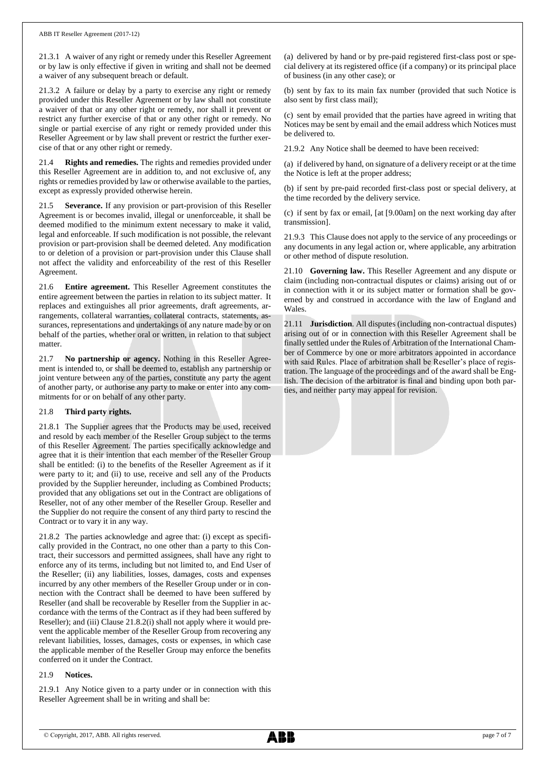21.3.1 A waiver of any right or remedy under this Reseller Agreement or by law is only effective if given in writing and shall not be deemed a waiver of any subsequent breach or default.

21.3.2 A failure or delay by a party to exercise any right or remedy provided under this Reseller Agreement or by law shall not constitute a waiver of that or any other right or remedy, nor shall it prevent or restrict any further exercise of that or any other right or remedy. No single or partial exercise of any right or remedy provided under this Reseller Agreement or by law shall prevent or restrict the further exercise of that or any other right or remedy.

21.4 **Rights and remedies.** The rights and remedies provided under this Reseller Agreement are in addition to, and not exclusive of, any rights or remedies provided by law or otherwise available to the parties, except as expressly provided otherwise herein.

21.5 **Severance.** If any provision or part-provision of this Reseller Agreement is or becomes invalid, illegal or unenforceable, it shall be deemed modified to the minimum extent necessary to make it valid, legal and enforceable. If such modification is not possible, the relevant provision or part-provision shall be deemed deleted. Any modification to or deletion of a provision or part-provision under this Clause shall not affect the validity and enforceability of the rest of this Reseller Agreement.

21.6 **Entire agreement.** This Reseller Agreement constitutes the entire agreement between the parties in relation to its subject matter. It replaces and extinguishes all prior agreements, draft agreements, arrangements, collateral warranties, collateral contracts, statements, assurances, representations and undertakings of any nature made by or on behalf of the parties, whether oral or written, in relation to that subject matter.

21.7 **No partnership or agency.** Nothing in this Reseller Agreement is intended to, or shall be deemed to, establish any partnership or joint venture between any of the parties, constitute any party the agent of another party, or authorise any party to make or enter into any commitments for or on behalf of any other party.

21.8 **Third party rights.**

21.8.1 The Supplier agrees that the Products may be used, received and resold by each member of the Reseller Group subject to the terms of this Reseller Agreement. The parties specifically acknowledge and agree that it is their intention that each member of the Reseller Group shall be entitled: (i) to the benefits of the Reseller Agreement as if it were party to it; and (ii) to use, receive and sell any of the Products provided by the Supplier hereunder, including as Combined Products; provided that any obligations set out in the Contract are obligations of Reseller, not of any other member of the Reseller Group. Reseller and the Supplier do not require the consent of any third party to rescind the Contract or to vary it in any way.

21.8.2 The parties acknowledge and agree that: (i) except as specifically provided in the Contract, no one other than a party to this Contract, their successors and permitted assignees, shall have any right to enforce any of its terms, including but not limited to, and End User of the Reseller; (ii) any liabilities, losses, damages, costs and expenses incurred by any other members of the Reseller Group under or in connection with the Contract shall be deemed to have been suffered by Reseller (and shall be recoverable by Reseller from the Supplier in accordance with the terms of the Contract as if they had been suffered by Reseller); and (iii) Clause 21.8.2(i) shall not apply where it would prevent the applicable member of the Reseller Group from recovering any relevant liabilities, losses, damages, costs or expenses, in which case the applicable member of the Reseller Group may enforce the benefits conferred on it under the Contract.

21.9 **Notices.**

21.9.1 Any Notice given to a party under or in connection with this Reseller Agreement shall be in writing and shall be:

(a) delivered by hand or by pre-paid registered first-class post or special delivery at its registered office (if a company) or its principal place of business (in any other case); or

(b) sent by fax to its main fax number (provided that such Notice is also sent by first class mail);

(c) sent by email provided that the parties have agreed in writing that Notices may be sent by email and the email address which Notices must be delivered to.

21.9.2 Any Notice shall be deemed to have been received:

(a) if delivered by hand, on signature of a delivery receipt or at the time the Notice is left at the proper address;

(b) if sent by pre-paid recorded first-class post or special delivery, at the time recorded by the delivery service.

(c) if sent by fax or email, [at [9.00am] on the next working day after transmission].

21.9.3 This Clause does not apply to the service of any proceedings or any documents in any legal action or, where applicable, any arbitration or other method of dispute resolution.

21.10 **Governing law.** This Reseller Agreement and any dispute or claim (including non-contractual disputes or claims) arising out of or in connection with it or its subject matter or formation shall be governed by and construed in accordance with the law of England and Wales.

21.11 **Jurisdiction**. All disputes (including non-contractual disputes) arising out of or in connection with this Reseller Agreement shall be finally settled under the Rules of Arbitration of the International Chamber of Commerce by one or more arbitrators appointed in accordance with said Rules. Place of arbitration shall be Reseller's place of registration. The language of the proceedings and of the award shall be English. The decision of the arbitrator is final and binding upon both parties, and neither party may appeal for revision.